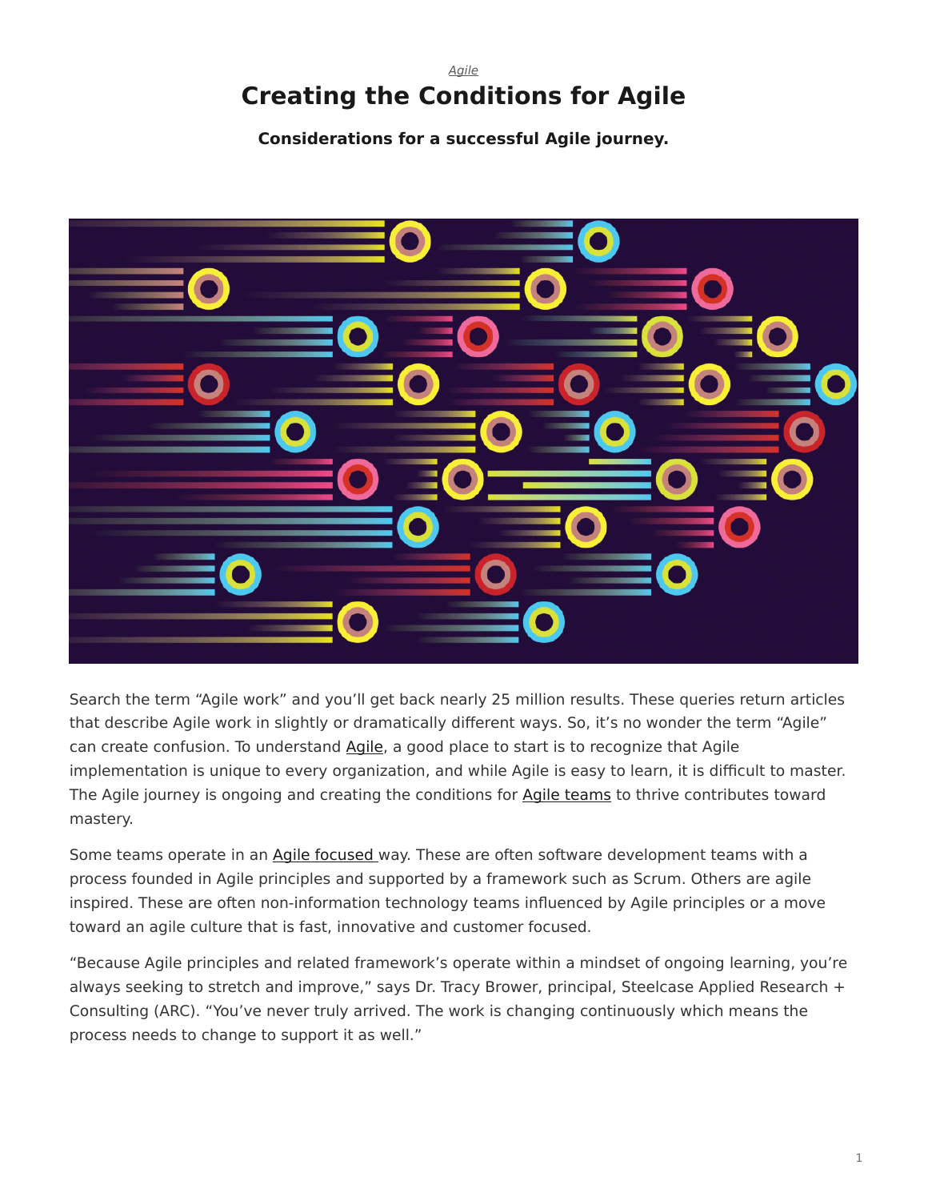Agile

# Creating the Conditions for Agile

**Considerations for a successful Agile journey.**

Search the term “Agile work” and you’ll get back nearly 25 million results. These queries return articles that describe Agile work in slightly or dramatically different ways. So, it’s no wonder the term “Agile” can create confusion. To understand Agile, a good place to start is to recognize that Agile implementation is unique to every organization, and while Agile is easy to learn, it is difficult to master. The Agile journey is ongoing and creating the conditions for Agile teams to thrive contributes toward mastery.

Some teams operate in an Agile focused way. These are often software development teams with a process founded in Agile principles and supported by a framework such as Scrum. Others are agile inspired. These are often non-information technology teams influenced by Agile principles or a move toward an agile culture that is fast, innovative and customer focused.

“Because Agile principles and related framework’s operate within a mindset of ongoing learning, you’re always seeking to stretch and improve,” says Dr. Tracy Brower, principal, Steelcase Applied Research + Consulting (ARC). “You’ve never truly arrived. The work is changing continuously which means the process needs to change to support it as well.”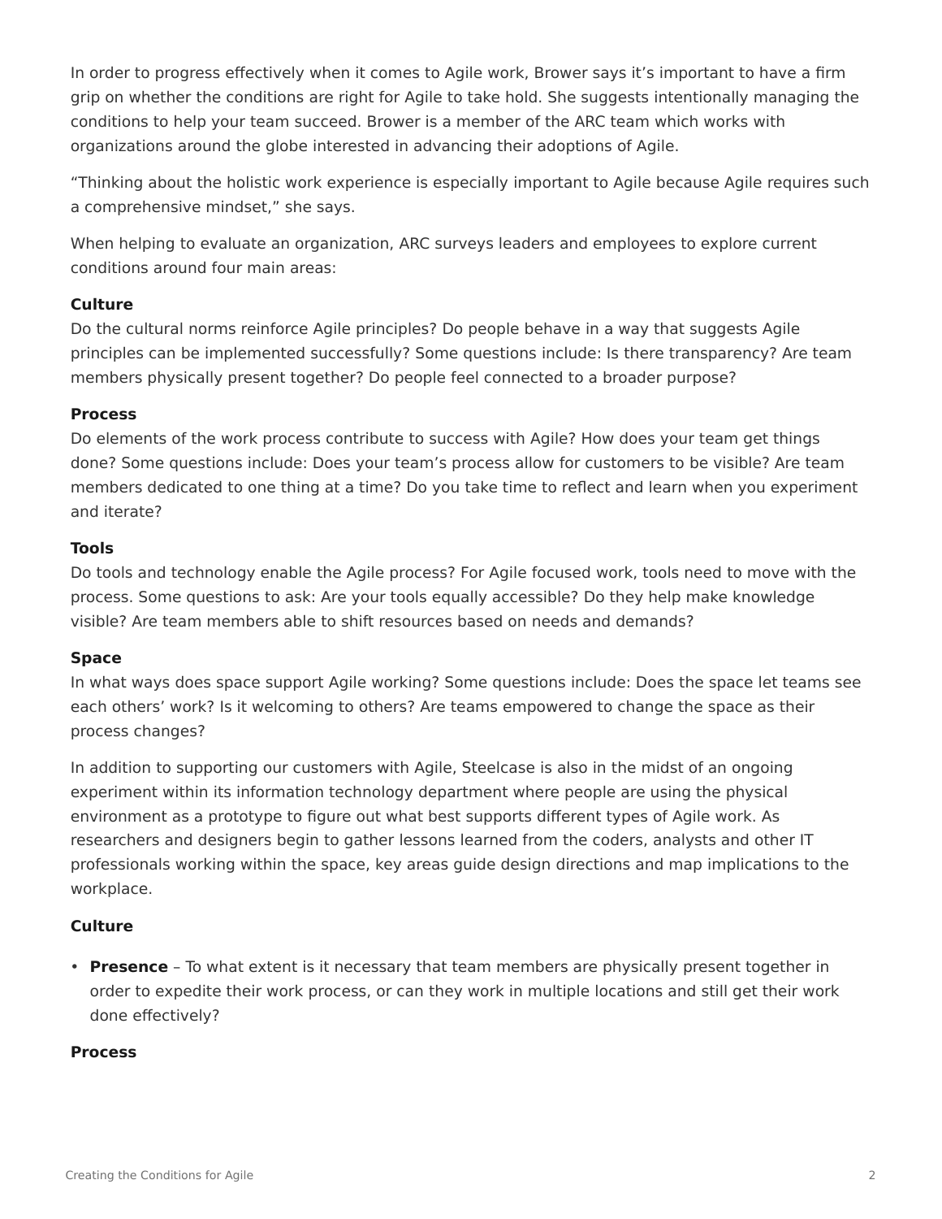In order to progress effectively when it comes to Agile work, Brower says it's important to have a firm grip on whether the conditions are right for Agile to take hold. She suggests intentionally managing the conditions to help your team succeed. Brower is a member of the ARC team which works with organizations around the globe interested in advancing their adoptions of Agile.

"Thinking about the holistic work experience is especially important to Agile because Agile requires such a comprehensive mindset," she says.

When helping to evaluate an organization, ARC surveys leaders and employees to explore current conditions around four main areas:

**Culture**
Do the cultural norms reinforce Agile principles? Do people behave in a way that suggests Agile principles can be implemented successfully? Some questions include: Is there transparency? Are team members physically present together? Do people feel connected to a broader purpose?

**Process**
Do elements of the work process contribute to success with Agile? How does your team get things done? Some questions include: Does your team's process allow for customers to be visible? Are team members dedicated to one thing at a time? Do you take time to reflect and learn when you experiment and iterate?

**Tools**
Do tools and technology enable the Agile process? For Agile focused work, tools need to move with the process. Some questions to ask: Are your tools equally accessible? Do they help make knowledge visible? Are team members able to shift resources based on needs and demands?

**Space**
In what ways does space support Agile working? Some questions include: Does the space let teams see each others' work? Is it welcoming to others? Are teams empowered to change the space as their process changes?

In addition to supporting our customers with Agile, Steelcase is also in the midst of an ongoing experiment within its information technology department where people are using the physical environment as a prototype to figure out what best supports different types of Agile work. As researchers and designers begin to gather lessons learned from the coders, analysts and other IT professionals working within the space, key areas guide design directions and map implications to the workplace.

**Culture**

- **Presence** – To what extent is it necessary that team members are physically present together in order to expedite their work process, or can they work in multiple locations and still get their work done effectively?

**Process**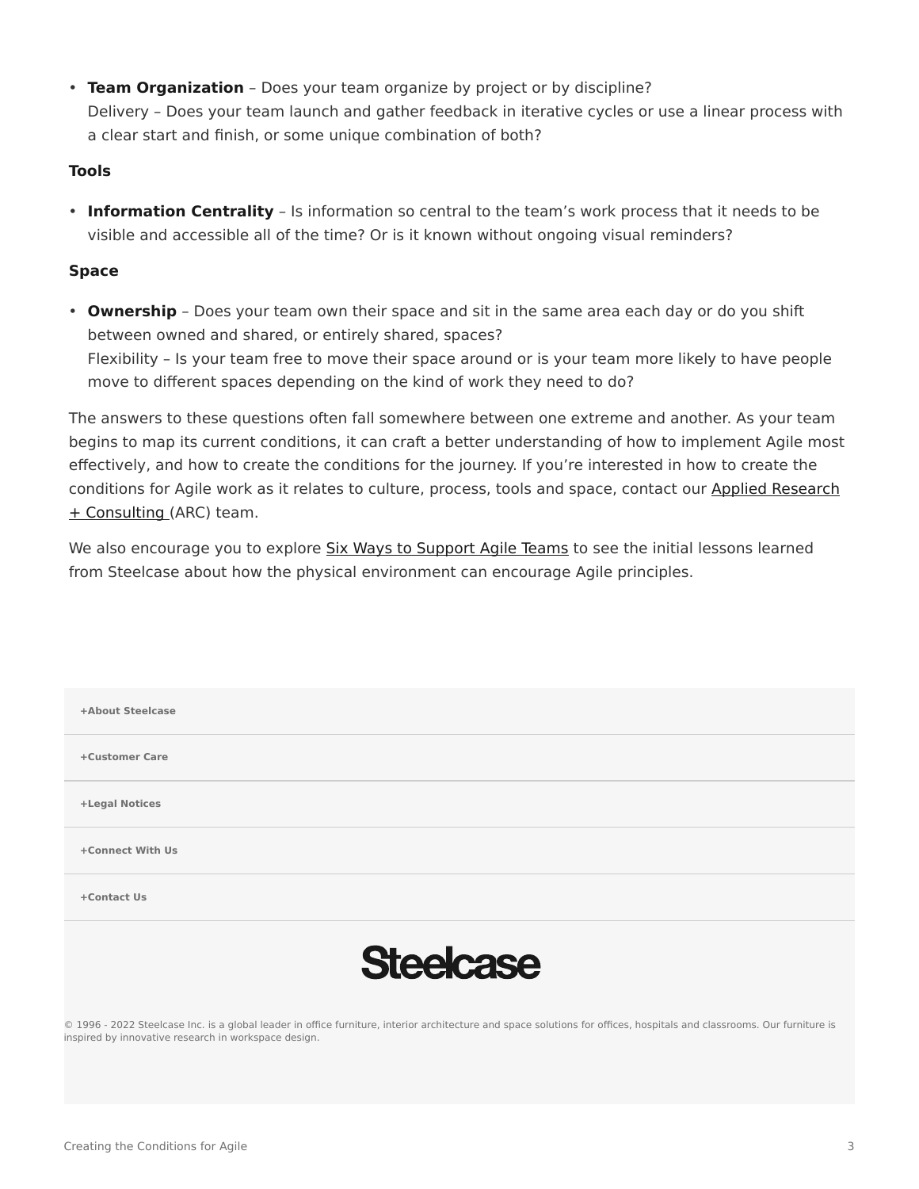- **Team Organization** – Does your team organize by project or by discipline?
  Delivery – Does your team launch and gather feedback in iterative cycles or use a linear process with a clear start and finish, or some unique combination of both?

**Tools**

- **Information Centrality** – Is information so central to the team's work process that it needs to be visible and accessible all of the time? Or is it known without ongoing visual reminders?

**Space**

- **Ownership** – Does your team own their space and sit in the same area each day or do you shift between owned and shared, or entirely shared, spaces?
  Flexibility – Is your team free to move their space around or is your team more likely to have people move to different spaces depending on the kind of work they need to do?

The answers to these questions often fall somewhere between one extreme and another. As your team begins to map its current conditions, it can craft a better understanding of how to implement Agile most effectively, and how to create the conditions for the journey. If you're interested in how to create the conditions for Agile work as it relates to culture, process, tools and space, contact our Applied Research + Consulting (ARC) team.

We also encourage you to explore Six Ways to Support Agile Teams to see the initial lessons learned from Steelcase about how the physical environment can encourage Agile principles.

+About Steelcase

+Customer Care

+Legal Notices

+Connect With Us

+Contact Us

Steelcase

© 1996 - 2022 Steelcase Inc. is a global leader in office furniture, interior architecture and space solutions for offices, hospitals and classrooms. Our furniture is inspired by innovative research in workspace design.